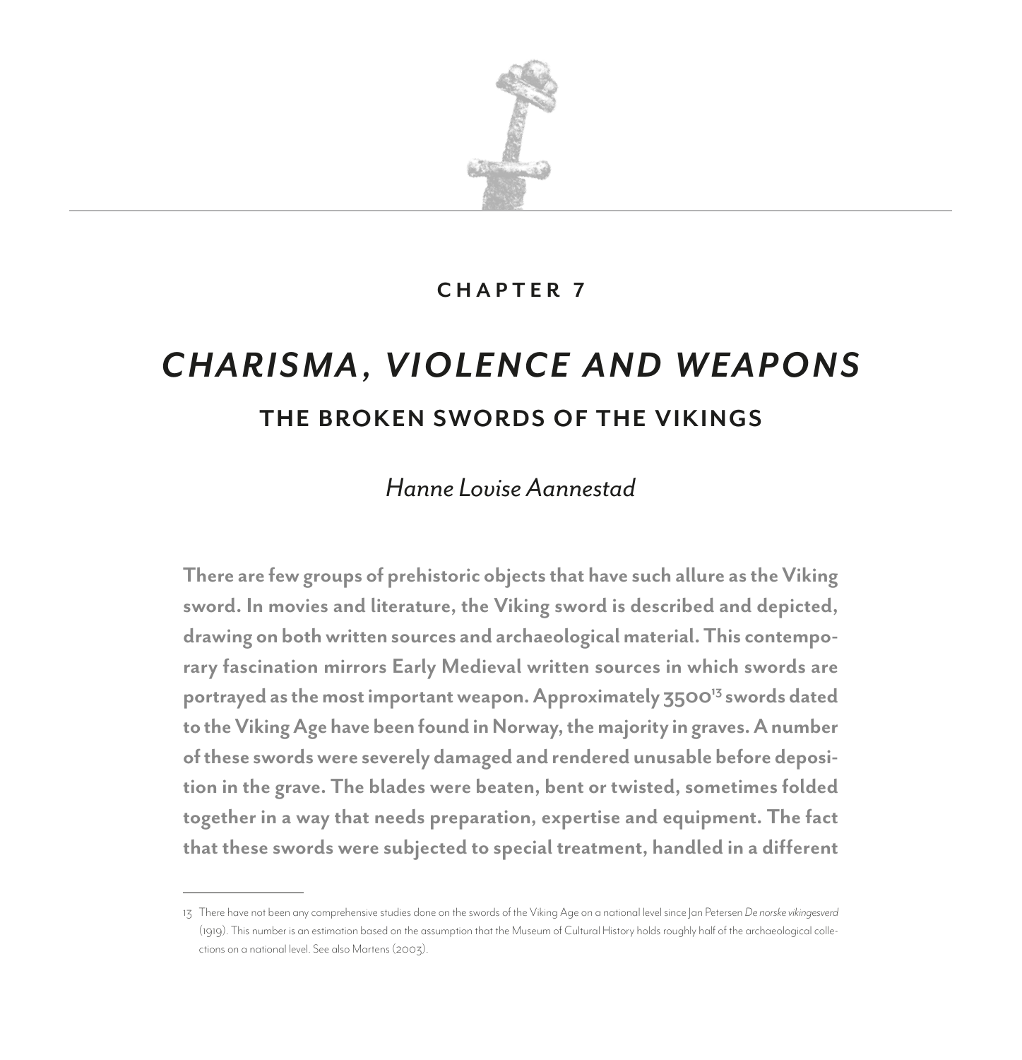## CHAPTER 7

# *CHARISMA, VIOLENCE AND WEAPONS*

## THE BROKEN SWORDS OF THE VIKINGS

*Hanne Lovise Aannestad*

**There are few groups of prehistoric objects that have such allure as the Viking sword. In movies and literature, the Viking sword is described and depicted, drawing on both written sources and archaeological material. This contemporary fascination mirrors Early Medieval written sources in which swords are portrayed as the most important weapon. Approximately 3500[13] swords dated to the Viking Age have been found in Norway, the majority in graves. A number of these swords were severely damaged and rendered unusable before deposition in the grave. The blades were beaten, bent or twisted, sometimes folded together in a way that needs preparation, expertise and equipment. The fact that these swords were subjected to special treatment, handled in a different**

---

13 There have not been any comprehensive studies done on the swords of the Viking Age on a national level since Jan Petersen *De norske vikingesverd* (1919). This number is an estimation based on the assumption that the Museum of Cultural History holds roughly half of the archaeological collections on a national level. See also Martens (2003).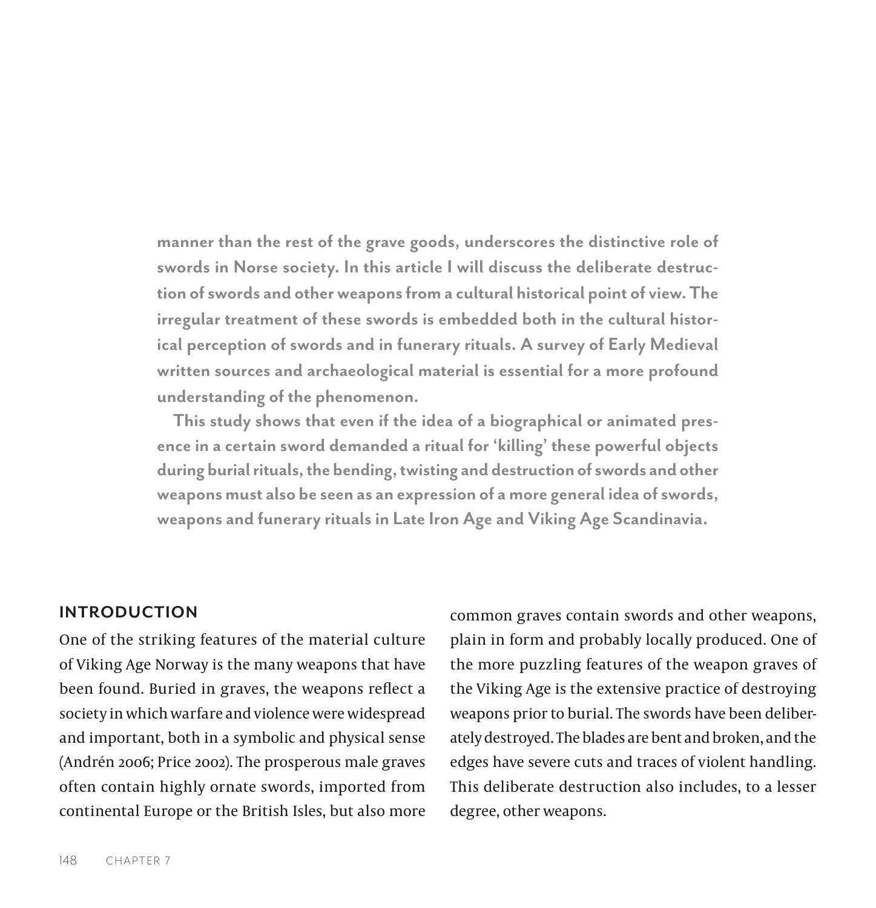**manner than the rest of the grave goods, underscores the distinctive role of swords in Norse society. In this article I will discuss the deliberate destruction of swords and other weapons from a cultural historical point of view. The irregular treatment of these swords is embedded both in the cultural historical perception of swords and in funerary rituals. A survey of Early Medieval written sources and archaeological material is essential for a more profound understanding of the phenomenon.**

**This study shows that even if the idea of a biographical or animated presence in a certain sword demanded a ritual for 'killing' these powerful objects during burial rituals, the bending, twisting and destruction of swords and other weapons must also be seen as an expression of a more general idea of swords, weapons and funerary rituals in Late Iron Age and Viking Age Scandinavia.**

## INTRODUCTION

One of the striking features of the material culture of Viking Age Norway is the many weapons that have been found. Buried in graves, the weapons reflect a society in which warfare and violence were widespread and important, both in a symbolic and physical sense (Andrén 2006; Price 2002). The prosperous male graves often contain highly ornate swords, imported from continental Europe or the British Isles, but also more common graves contain swords and other weapons, plain in form and probably locally produced. One of the more puzzling features of the weapon graves of the Viking Age is the extensive practice of destroying weapons prior to burial. The swords have been deliberately destroyed. The blades are bent and broken, and the edges have severe cuts and traces of violent handling. This deliberate destruction also includes, to a lesser degree, other weapons.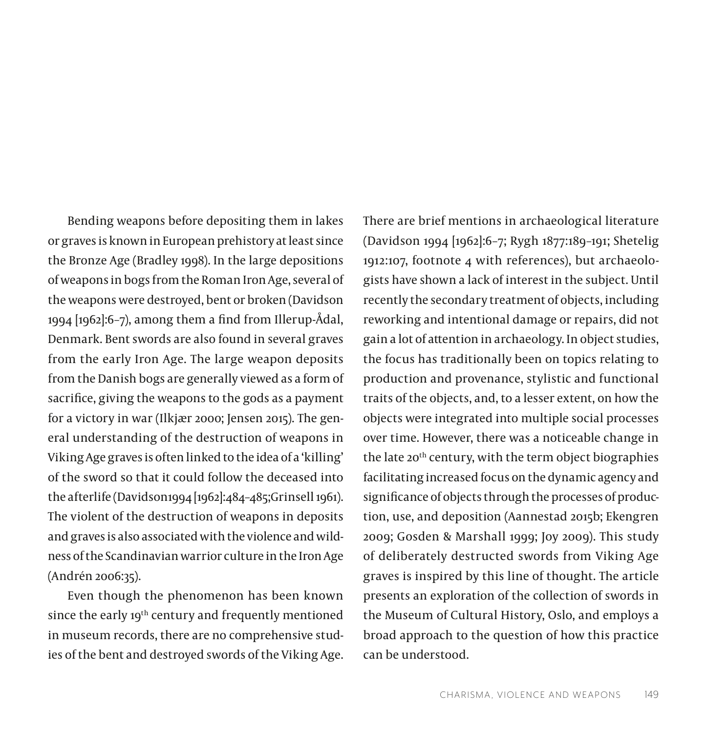Bending weapons before depositing them in lakes or graves is known in European prehistory at least since the Bronze Age (Bradley 1998). In the large depositions of weapons in bogs from the Roman Iron Age, several of the weapons were destroyed, bent or broken (Davidson 1994 [1962]:6–7), among them a find from Illerup-Ådal, Denmark. Bent swords are also found in several graves from the early Iron Age. The large weapon deposits from the Danish bogs are generally viewed as a form of sacrifice, giving the weapons to the gods as a payment for a victory in war (Ilkjær 2000; Jensen 2015). The general understanding of the destruction of weapons in Viking Age graves is often linked to the idea of a 'killing' of the sword so that it could follow the deceased into the afterlife (Davidson1994 [1962]:484–485;Grinsell 1961). The violent of the destruction of weapons in deposits and graves is also associated with the violence and wildness of the Scandinavian warrior culture in the Iron Age (Andrén 2006:35).

Even though the phenomenon has been known since the early 19th century and frequently mentioned in museum records, there are no comprehensive studies of the bent and destroyed swords of the Viking Age. There are brief mentions in archaeological literature (Davidson 1994 [1962]:6–7; Rygh 1877:189–191; Shetelig 1912:107, footnote 4 with references), but archaeologists have shown a lack of interest in the subject. Until recently the secondary treatment of objects, including reworking and intentional damage or repairs, did not gain a lot of attention in archaeology. In object studies, the focus has traditionally been on topics relating to production and provenance, stylistic and functional traits of the objects, and, to a lesser extent, on how the objects were integrated into multiple social processes over time. However, there was a noticeable change in the late 20th century, with the term object biographies facilitating increased focus on the dynamic agency and significance of objects through the processes of production, use, and deposition (Aannestad 2015b; Ekengren 2009; Gosden & Marshall 1999; Joy 2009). This study of deliberately destructed swords from Viking Age graves is inspired by this line of thought. The article presents an exploration of the collection of swords in the Museum of Cultural History, Oslo, and employs a broad approach to the question of how this practice can be understood.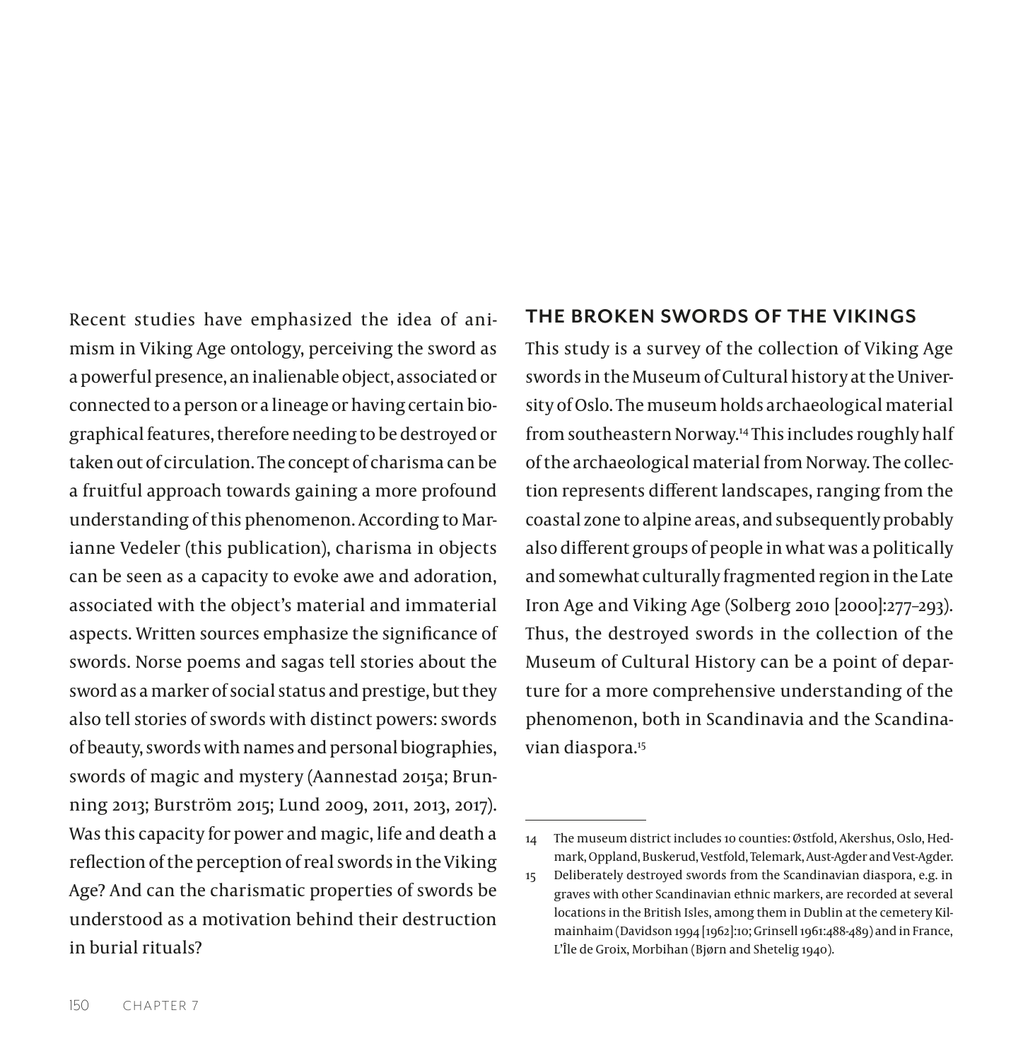Recent studies have emphasized the idea of animism in Viking Age ontology, perceiving the sword as a powerful presence, an inalienable object, associated or connected to a person or a lineage or having certain biographical features, therefore needing to be destroyed or taken out of circulation. The concept of charisma can be a fruitful approach towards gaining a more profound understanding of this phenomenon. According to Marianne Vedeler (this publication), charisma in objects can be seen as a capacity to evoke awe and adoration, associated with the object's material and immaterial aspects. Written sources emphasize the significance of swords. Norse poems and sagas tell stories about the sword as a marker of social status and prestige, but they also tell stories of swords with distinct powers: swords of beauty, swords with names and personal biographies, swords of magic and mystery (Aannestad 2015a; Brunning 2013; Burström 2015; Lund 2009, 2011, 2013, 2017). Was this capacity for power and magic, life and death a reflection of the perception of real swords in the Viking Age? And can the charismatic properties of swords be understood as a motivation behind their destruction in burial rituals?

## THE BROKEN SWORDS OF THE VIKINGS

This study is a survey of the collection of Viking Age swords in the Museum of Cultural history at the University of Oslo. The museum holds archaeological material from southeastern Norway.[14] This includes roughly half of the archaeological material from Norway. The collection represents different landscapes, ranging from the coastal zone to alpine areas, and subsequently probably also different groups of people in what was a politically and somewhat culturally fragmented region in the Late Iron Age and Viking Age (Solberg 2010 [2000]:277–293). Thus, the destroyed swords in the collection of the Museum of Cultural History can be a point of departure for a more comprehensive understanding of the phenomenon, both in Scandinavia and the Scandinavian diaspora.[15]

---

14 The museum district includes 10 counties: Østfold, Akershus, Oslo, Hedmark, Oppland, Buskerud, Vestfold, Telemark, Aust-Agder and Vest-Agder.

15 Deliberately destroyed swords from the Scandinavian diaspora, e.g. in graves with other Scandinavian ethnic markers, are recorded at several locations in the British Isles, among them in Dublin at the cemetery Kilmainhaim (Davidson 1994 [1962]:10; Grinsell 1961:488-489) and in France, L'Île de Groix, Morbihan (Bjørn and Shetelig 1940).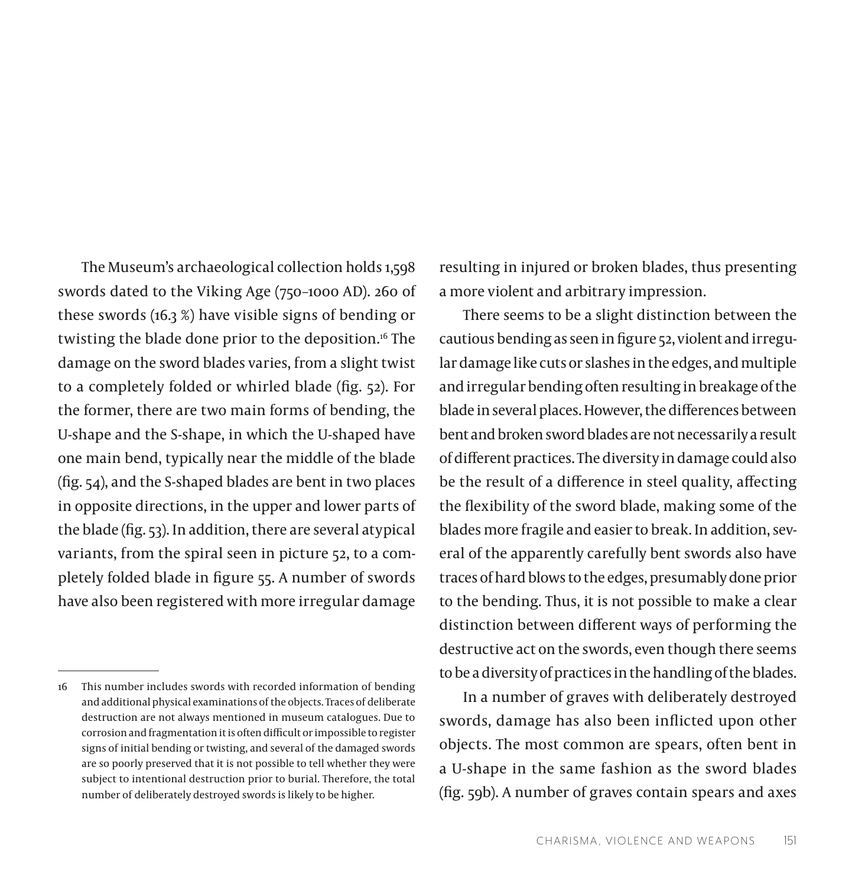The Museum's archaeological collection holds 1,598 swords dated to the Viking Age (750–1000 AD). 260 of these swords (16.3 %) have visible signs of bending or twisting the blade done prior to the deposition.[16] The damage on the sword blades varies, from a slight twist to a completely folded or whirled blade (fig. 52). For the former, there are two main forms of bending, the U-shape and the S-shape, in which the U-shaped have one main bend, typically near the middle of the blade (fig. 54), and the S-shaped blades are bent in two places in opposite directions, in the upper and lower parts of the blade (fig. 53). In addition, there are several atypical variants, from the spiral seen in picture 52, to a completely folded blade in figure 55. A number of swords have also been registered with more irregular damage resulting in injured or broken blades, thus presenting a more violent and arbitrary impression.

There seems to be a slight distinction between the cautious bending as seen in figure 52, violent and irregular damage like cuts or slashes in the edges, and multiple and irregular bending often resulting in breakage of the blade in several places. However, the differences between bent and broken sword blades are not necessarily a result of different practices. The diversity in damage could also be the result of a difference in steel quality, affecting the flexibility of the sword blade, making some of the blades more fragile and easier to break. In addition, several of the apparently carefully bent swords also have traces of hard blows to the edges, presumably done prior to the bending. Thus, it is not possible to make a clear distinction between different ways of performing the destructive act on the swords, even though there seems to be a diversity of practices in the handling of the blades.

In a number of graves with deliberately destroyed swords, damage has also been inflicted upon other objects. The most common are spears, often bent in a U-shape in the same fashion as the sword blades (fig. 59b). A number of graves contain spears and axes

---

16 This number includes swords with recorded information of bending and additional physical examinations of the objects. Traces of deliberate destruction are not always mentioned in museum catalogues. Due to corrosion and fragmentation it is often difficult or impossible to register signs of initial bending or twisting, and several of the damaged swords are so poorly preserved that it is not possible to tell whether they were subject to intentional destruction prior to burial. Therefore, the total number of deliberately destroyed swords is likely to be higher.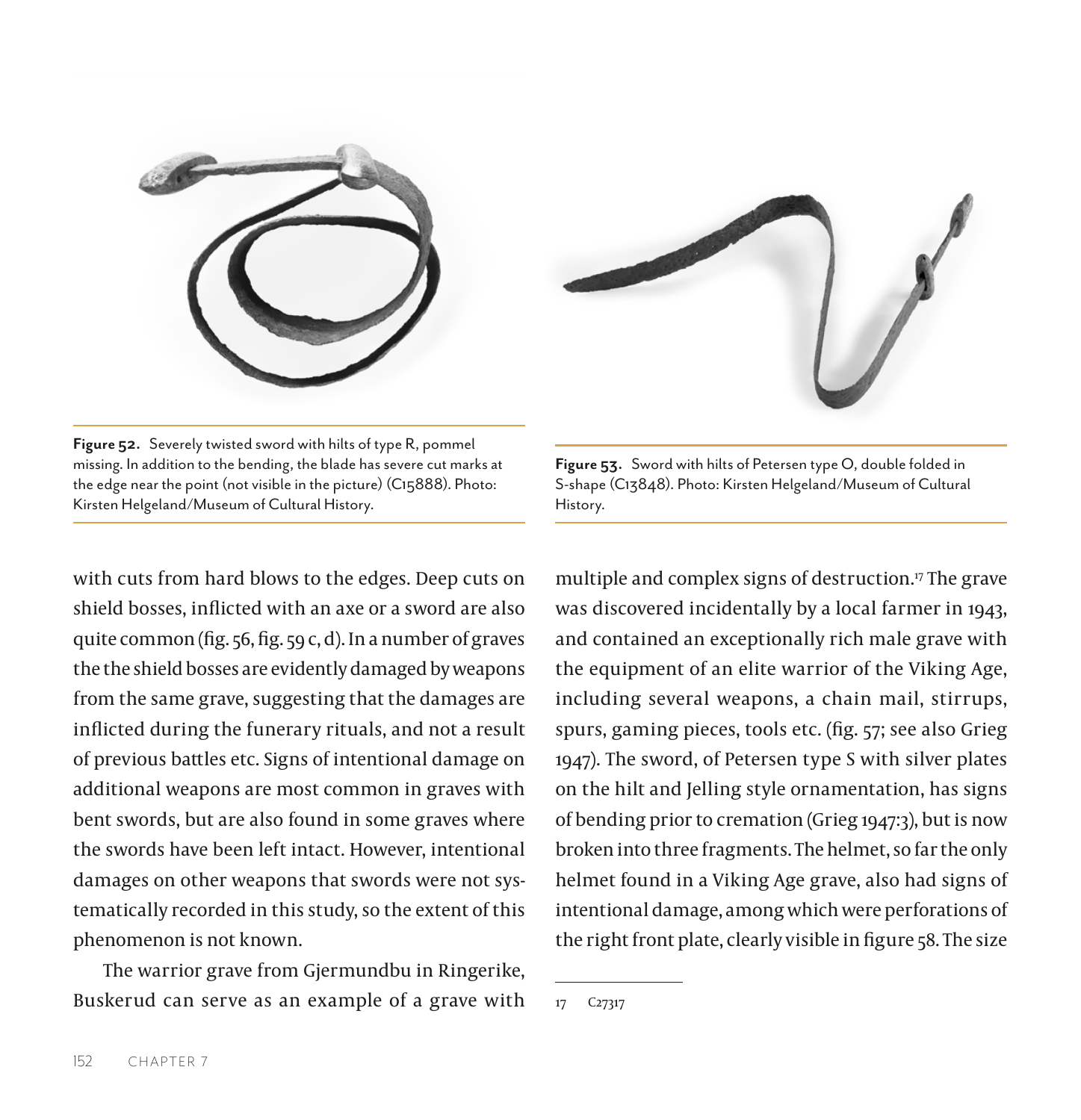Figure 52. Severely twisted sword with hilts of type R, pommel missing. In addition to the bending, the blade has severe cut marks at the edge near the point (not visible in the picture) (C15888). Photo: Kirsten Helgeland/Museum of Cultural History.

Figure 53. Sword with hilts of Petersen type O, double folded in S-shape (C13848). Photo: Kirsten Helgeland/Museum of Cultural History.

with cuts from hard blows to the edges. Deep cuts on shield bosses, inflicted with an axe or a sword are also quite common (fig. 56, fig. 59 c, d). In a number of graves the the shield bosses are evidently damaged by weapons from the same grave, suggesting that the damages are inflicted during the funerary rituals, and not a result of previous battles etc. Signs of intentional damage on additional weapons are most common in graves with bent swords, but are also found in some graves where the swords have been left intact. However, intentional damages on other weapons that swords were not systematically recorded in this study, so the extent of this phenomenon is not known.

The warrior grave from Gjermundbu in Ringerike, Buskerud can serve as an example of a grave with multiple and complex signs of destruction.[17] The grave was discovered incidentally by a local farmer in 1943, and contained an exceptionally rich male grave with the equipment of an elite warrior of the Viking Age, including several weapons, a chain mail, stirrups, spurs, gaming pieces, tools etc. (fig. 57; see also Grieg 1947). The sword, of Petersen type S with silver plates on the hilt and Jelling style ornamentation, has signs of bending prior to cremation (Grieg 1947:3), but is now broken into three fragments. The helmet, so far the only helmet found in a Viking Age grave, also had signs of intentional damage, among which were perforations of the right front plate, clearly visible in figure 58. The size

17 C27317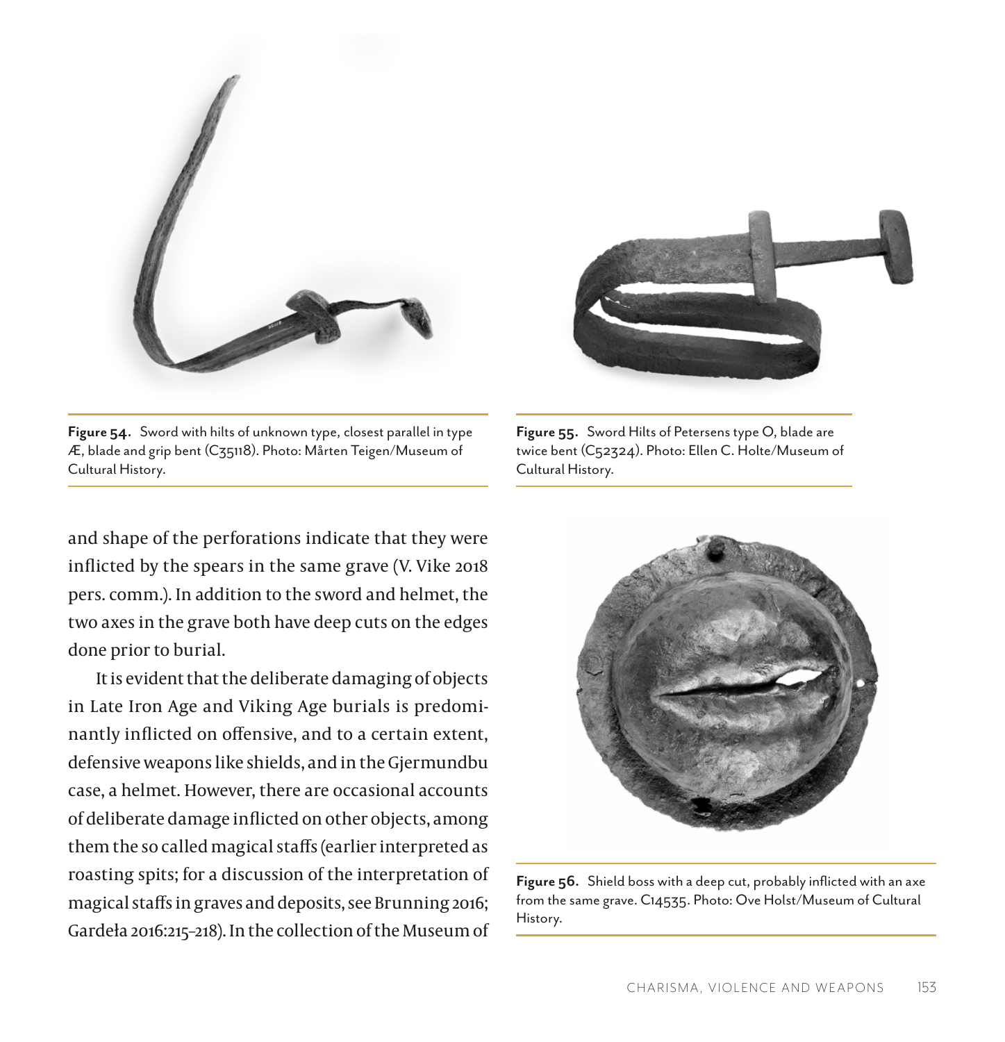Figure 54. Sword with hilts of unknown type, closest parallel in type Æ, blade and grip bent (C35118). Photo: Mårten Teigen/Museum of Cultural History.

Figure 55. Sword Hilts of Petersens type O, blade are twice bent (C52324). Photo: Ellen C. Holte/Museum of Cultural History.

and shape of the perforations indicate that they were inflicted by the spears in the same grave (V. Vike 2018 pers. comm.). In addition to the sword and helmet, the two axes in the grave both have deep cuts on the edges done prior to burial.

It is evident that the deliberate damaging of objects in Late Iron Age and Viking Age burials is predominantly inflicted on offensive, and to a certain extent, defensive weapons like shields, and in the Gjermundbu case, a helmet. However, there are occasional accounts of deliberate damage inflicted on other objects, among them the so called magical staffs (earlier interpreted as roasting spits; for a discussion of the interpretation of magical staffs in graves and deposits, see Brunning 2016; Gardeła 2016:215–218). In the collection of the Museum of

Figure 56. Shield boss with a deep cut, probably inflicted with an axe from the same grave. C14535. Photo: Ove Holst/Museum of Cultural History.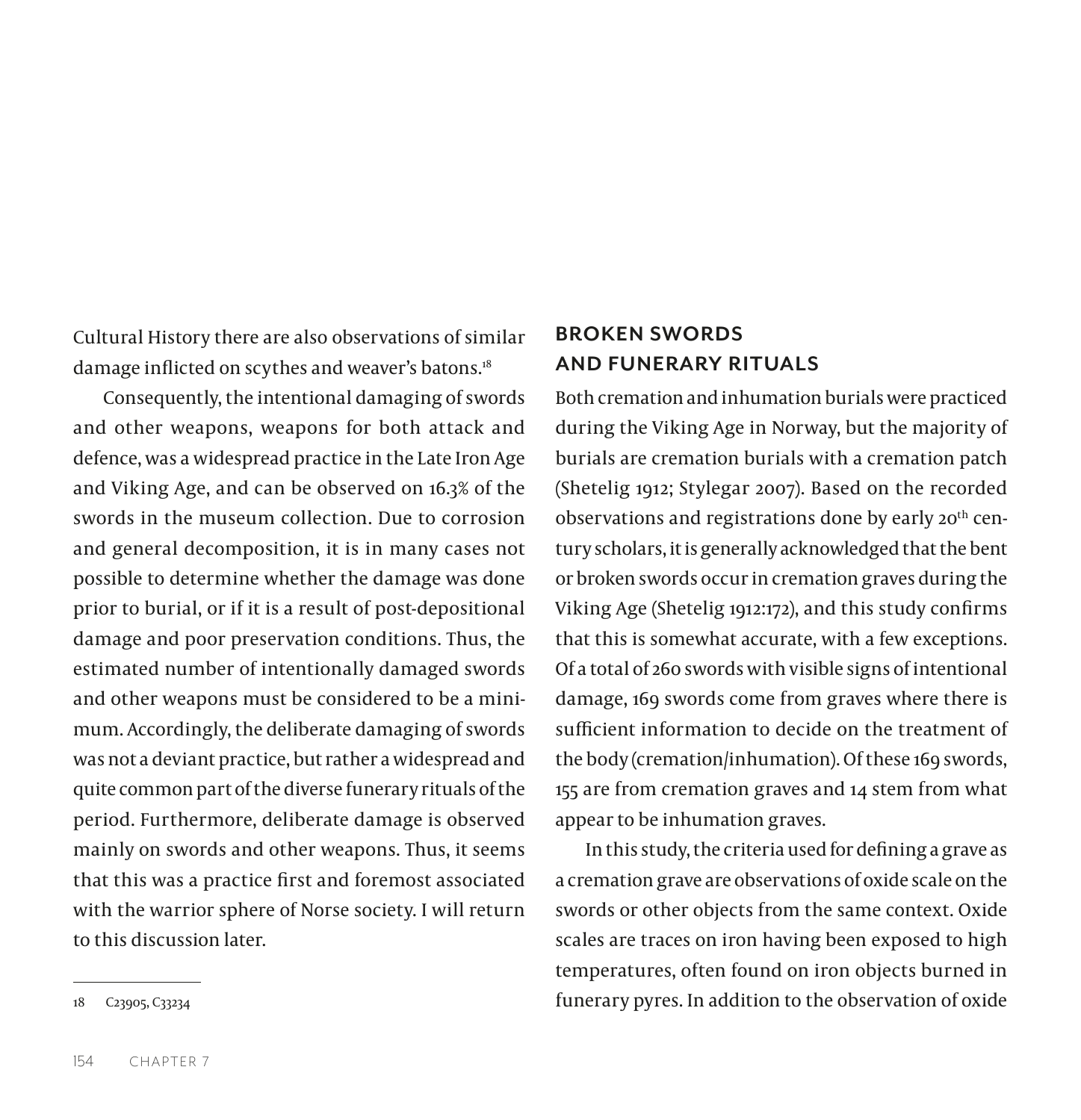Cultural History there are also observations of similar damage inflicted on scythes and weaver's batons.[18]

Consequently, the intentional damaging of swords and other weapons, weapons for both attack and defence, was a widespread practice in the Late Iron Age and Viking Age, and can be observed on 16.3% of the swords in the museum collection. Due to corrosion and general decomposition, it is in many cases not possible to determine whether the damage was done prior to burial, or if it is a result of post-depositional damage and poor preservation conditions. Thus, the estimated number of intentionally damaged swords and other weapons must be considered to be a minimum. Accordingly, the deliberate damaging of swords was not a deviant practice, but rather a widespread and quite common part of the diverse funerary rituals of the period. Furthermore, deliberate damage is observed mainly on swords and other weapons. Thus, it seems that this was a practice first and foremost associated with the warrior sphere of Norse society. I will return to this discussion later.

## BROKEN SWORDS AND FUNERARY RITUALS

Both cremation and inhumation burials were practiced during the Viking Age in Norway, but the majority of burials are cremation burials with a cremation patch (Shetelig 1912; Stylegar 2007). Based on the recorded observations and registrations done by early 20th century scholars, it is generally acknowledged that the bent or broken swords occur in cremation graves during the Viking Age (Shetelig 1912:172), and this study confirms that this is somewhat accurate, with a few exceptions. Of a total of 260 swords with visible signs of intentional damage, 169 swords come from graves where there is sufficient information to decide on the treatment of the body (cremation/inhumation). Of these 169 swords, 155 are from cremation graves and 14 stem from what appear to be inhumation graves.

In this study, the criteria used for defining a grave as a cremation grave are observations of oxide scale on the swords or other objects from the same context. Oxide scales are traces on iron having been exposed to high temperatures, often found on iron objects burned in funerary pyres. In addition to the observation of oxide

---

18 C23905, C33234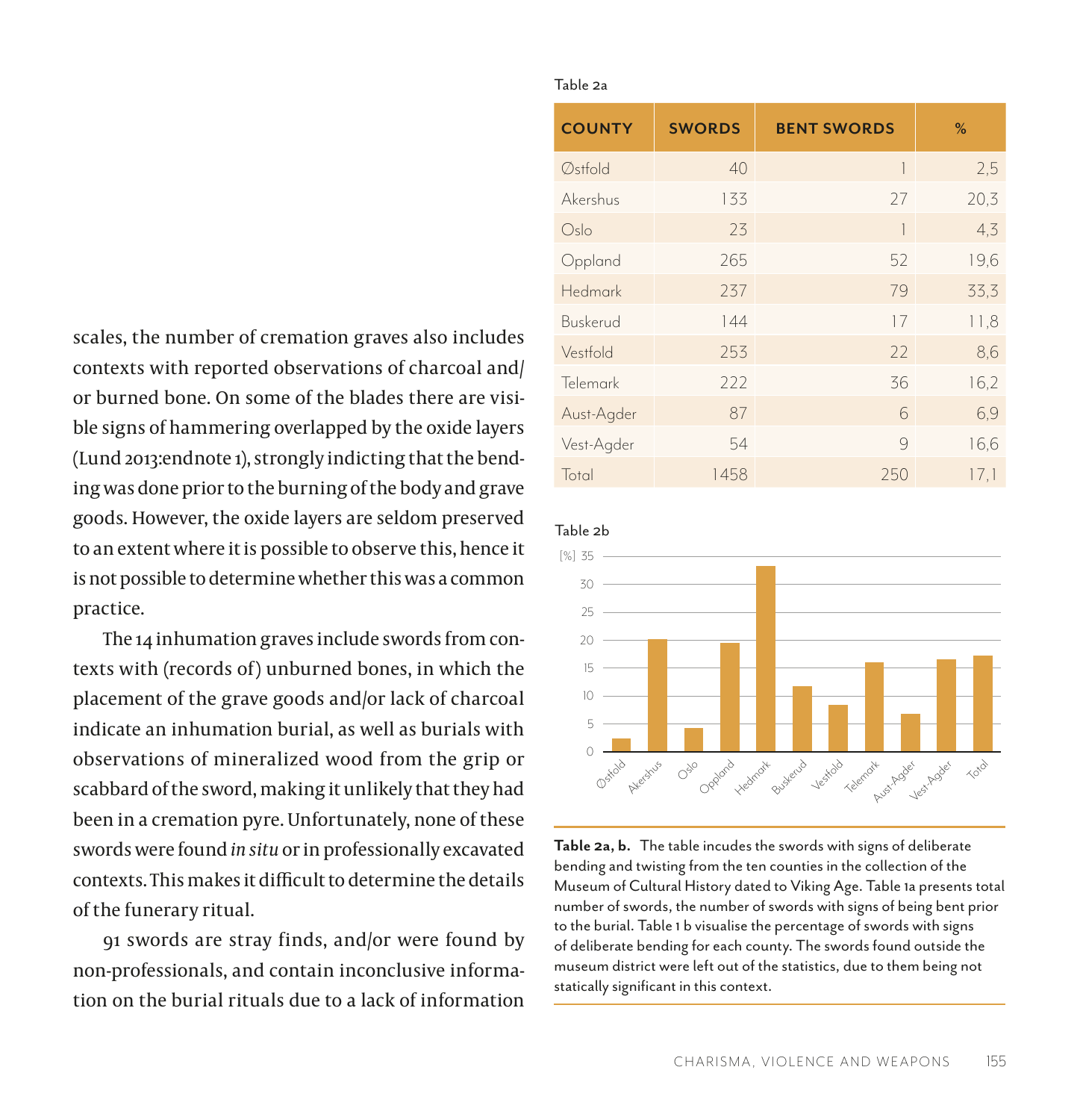scales, the number of cremation graves also includes contexts with reported observations of charcoal and/or burned bone. On some of the blades there are visible signs of hammering overlapped by the oxide layers (Lund 2013:endnote 1), strongly indicting that the bending was done prior to the burning of the body and grave goods. However, the oxide layers are seldom preserved to an extent where it is possible to observe this, hence it is not possible to determine whether this was a common practice.

The 14 inhumation graves include swords from contexts with (records of) unburned bones, in which the placement of the grave goods and/or lack of charcoal indicate an inhumation burial, as well as burials with observations of mineralized wood from the grip or scabbard of the sword, making it unlikely that they had been in a cremation pyre. Unfortunately, none of these swords were found *in situ* or in professionally excavated contexts. This makes it difficult to determine the details of the funerary ritual.

91 swords are stray finds, and/or were found by non-professionals, and contain inconclusive information on the burial rituals due to a lack of information

Table 2a

| COUNTY | SWORDS | BENT SWORDS | % |
|---|---|---|---|
| Østfold | 40 | 1 | 2,5 |
| Akershus | 133 | 27 | 20,3 |
| Oslo | 23 | 1 | 4,3 |
| Oppland | 265 | 52 | 19,6 |
| Hedmark | 237 | 79 | 33,3 |
| Buskerud | 144 | 17 | 11,8 |
| Vestfold | 253 | 22 | 8,6 |
| Telemark | 222 | 36 | 16,2 |
| Aust-Agder | 87 | 6 | 6,9 |
| Vest-Agder | 54 | 9 | 16,6 |
| Total | 1458 | 250 | 17,1 |

Table 2b

| County | [%] |
|---|---|
| Østfold | 2,5 |
| Akershus | 20,3 |
| Oslo | 4,3 |
| Oppland | 19,6 |
| Hedmark | 33,3 |
| Buskerud | 11,8 |
| Vestfold | 8,6 |
| Telemark | 16,2 |
| Aust-Agder | 6,9 |
| Vest-Agder | 16,6 |
| Total | 17,1 |

**Table 2a, b.** The table incudes the swords with signs of deliberate bending and twisting from the ten counties in the collection of the Museum of Cultural History dated to Viking Age. Table 1a presents total number of swords, the number of swords with signs of being bent prior to the burial. Table 1 b visualise the percentage of swords with signs of deliberate bending for each county. The swords found outside the museum district were left out of the statistics, due to them being not statically significant in this context.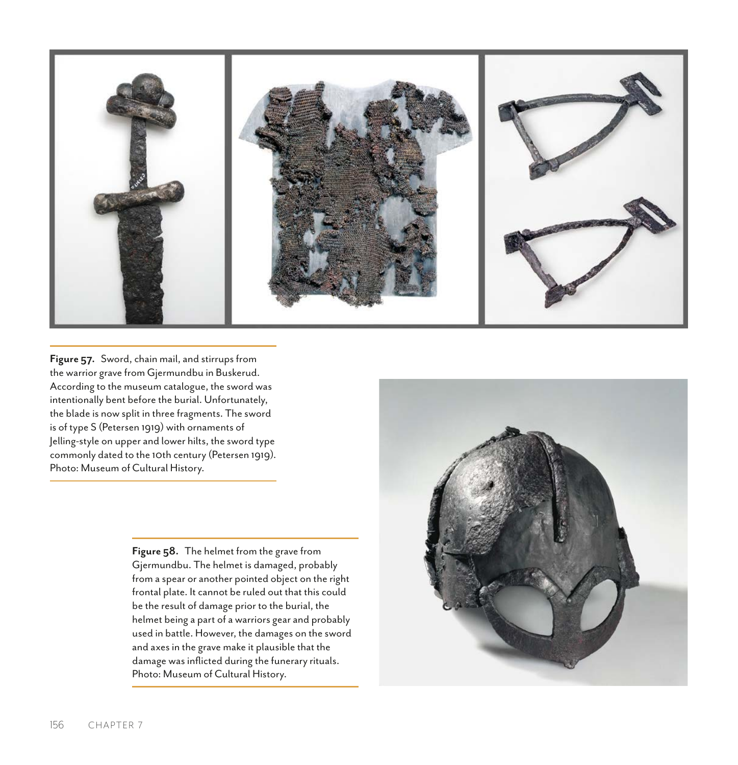**Figure 57.** Sword, chain mail, and stirrups from the warrior grave from Gjermundbu in Buskerud. According to the museum catalogue, the sword was intentionally bent before the burial. Unfortunately, the blade is now split in three fragments. The sword is of type S (Petersen 1919) with ornaments of Jelling-style on upper and lower hilts, the sword type commonly dated to the 10th century (Petersen 1919). Photo: Museum of Cultural History.

**Figure 58.** The helmet from the grave from Gjermundbu. The helmet is damaged, probably from a spear or another pointed object on the right frontal plate. It cannot be ruled out that this could be the result of damage prior to the burial, the helmet being a part of a warriors gear and probably used in battle. However, the damages on the sword and axes in the grave make it plausible that the damage was inflicted during the funerary rituals. Photo: Museum of Cultural History.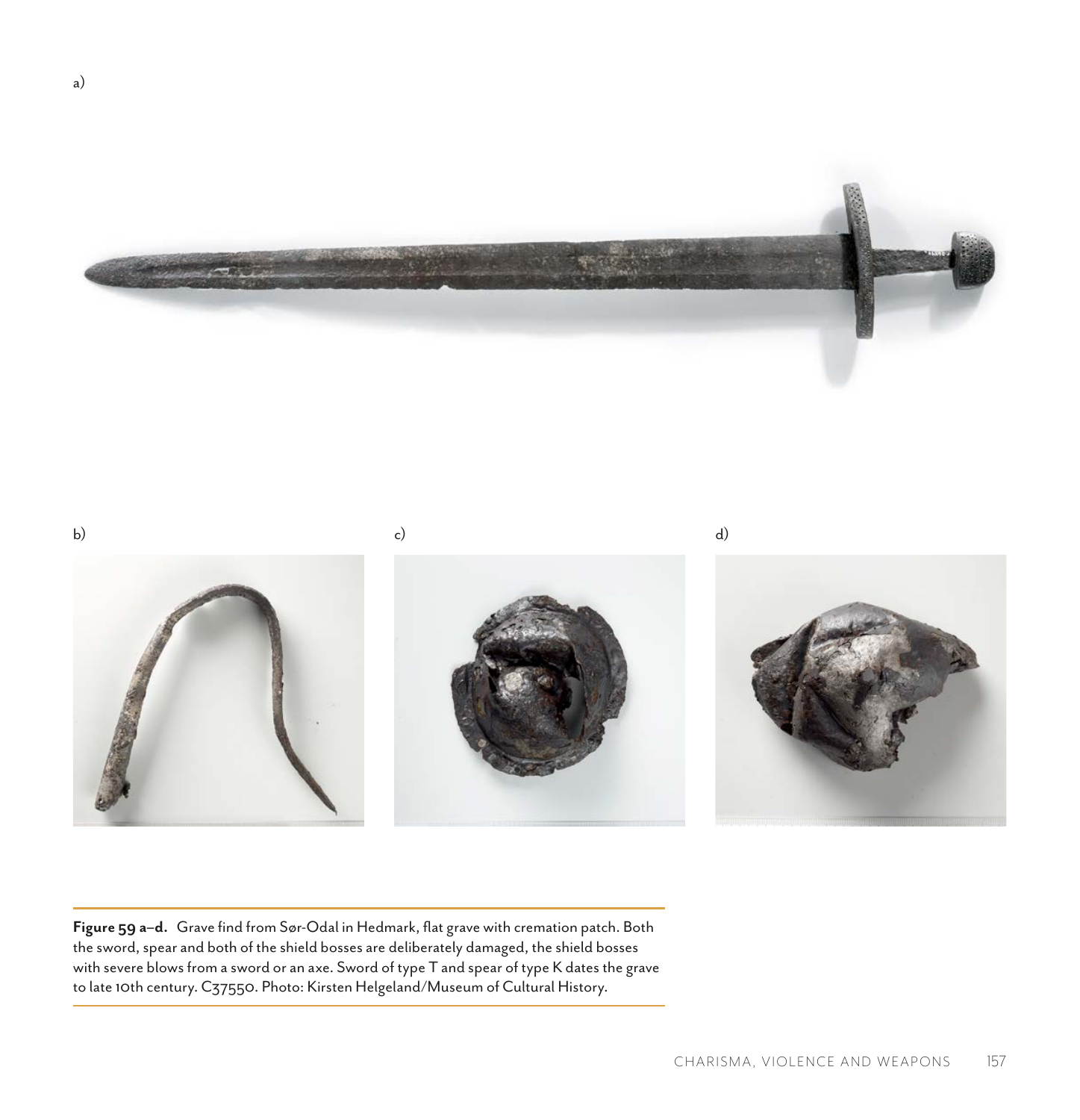a)

b)

c)

d)

**Figure 59 a–d.** Grave find from Sør-Odal in Hedmark, flat grave with cremation patch. Both the sword, spear and both of the shield bosses are deliberately damaged, the shield bosses with severe blows from a sword or an axe. Sword of type T and spear of type K dates the grave to late 10th century. C37550. Photo: Kirsten Helgeland/Museum of Cultural History.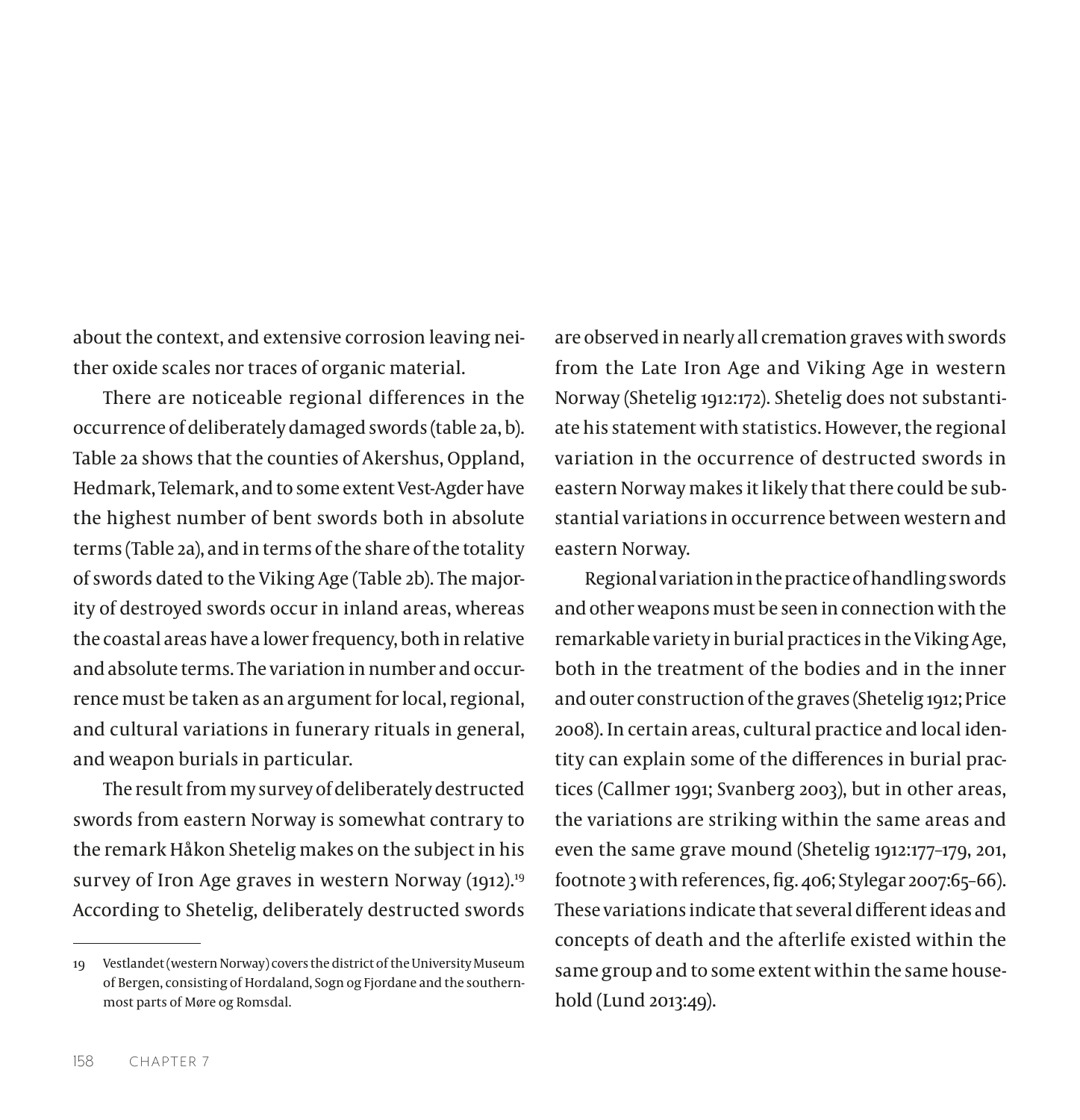about the context, and extensive corrosion leaving neither oxide scales nor traces of organic material.

There are noticeable regional differences in the occurrence of deliberately damaged swords (table 2a, b). Table 2a shows that the counties of Akershus, Oppland, Hedmark, Telemark, and to some extent Vest-Agder have the highest number of bent swords both in absolute terms (Table 2a), and in terms of the share of the totality of swords dated to the Viking Age (Table 2b). The majority of destroyed swords occur in inland areas, whereas the coastal areas have a lower frequency, both in relative and absolute terms. The variation in number and occurrence must be taken as an argument for local, regional, and cultural variations in funerary rituals in general, and weapon burials in particular.

The result from my survey of deliberately destructed swords from eastern Norway is somewhat contrary to the remark Håkon Shetelig makes on the subject in his survey of Iron Age graves in western Norway (1912).[19] According to Shetelig, deliberately destructed swords are observed in nearly all cremation graves with swords from the Late Iron Age and Viking Age in western Norway (Shetelig 1912:172). Shetelig does not substantiate his statement with statistics. However, the regional variation in the occurrence of destructed swords in eastern Norway makes it likely that there could be substantial variations in occurrence between western and eastern Norway.

Regional variation in the practice of handling swords and other weapons must be seen in connection with the remarkable variety in burial practices in the Viking Age, both in the treatment of the bodies and in the inner and outer construction of the graves (Shetelig 1912; Price 2008). In certain areas, cultural practice and local identity can explain some of the differences in burial practices (Callmer 1991; Svanberg 2003), but in other areas, the variations are striking within the same areas and even the same grave mound (Shetelig 1912:177–179, 201, footnote 3 with references, fig. 406; Stylegar 2007:65–66). These variations indicate that several different ideas and concepts of death and the afterlife existed within the same group and to some extent within the same household (Lund 2013:49).

---

19 Vestlandet (western Norway) covers the district of the University Museum of Bergen, consisting of Hordaland, Sogn og Fjordane and the southernmost parts of Møre og Romsdal.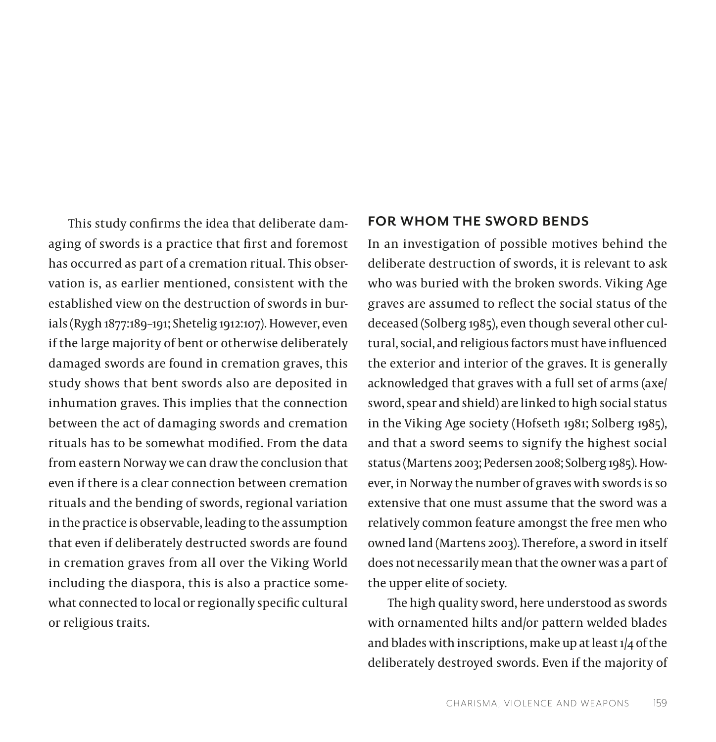This study confirms the idea that deliberate damaging of swords is a practice that first and foremost has occurred as part of a cremation ritual. This observation is, as earlier mentioned, consistent with the established view on the destruction of swords in burials (Rygh 1877:189–191; Shetelig 1912:107). However, even if the large majority of bent or otherwise deliberately damaged swords are found in cremation graves, this study shows that bent swords also are deposited in inhumation graves. This implies that the connection between the act of damaging swords and cremation rituals has to be somewhat modified. From the data from eastern Norway we can draw the conclusion that even if there is a clear connection between cremation rituals and the bending of swords, regional variation in the practice is observable, leading to the assumption that even if deliberately destructed swords are found in cremation graves from all over the Viking World including the diaspora, this is also a practice somewhat connected to local or regionally specific cultural or religious traits.

## FOR WHOM THE SWORD BENDS

In an investigation of possible motives behind the deliberate destruction of swords, it is relevant to ask who was buried with the broken swords. Viking Age graves are assumed to reflect the social status of the deceased (Solberg 1985), even though several other cultural, social, and religious factors must have influenced the exterior and interior of the graves. It is generally acknowledged that graves with a full set of arms (axe/sword, spear and shield) are linked to high social status in the Viking Age society (Hofseth 1981; Solberg 1985), and that a sword seems to signify the highest social status (Martens 2003; Pedersen 2008; Solberg 1985). However, in Norway the number of graves with swords is so extensive that one must assume that the sword was a relatively common feature amongst the free men who owned land (Martens 2003). Therefore, a sword in itself does not necessarily mean that the owner was a part of the upper elite of society.

The high quality sword, here understood as swords with ornamented hilts and/or pattern welded blades and blades with inscriptions, make up at least 1/4 of the deliberately destroyed swords. Even if the majority of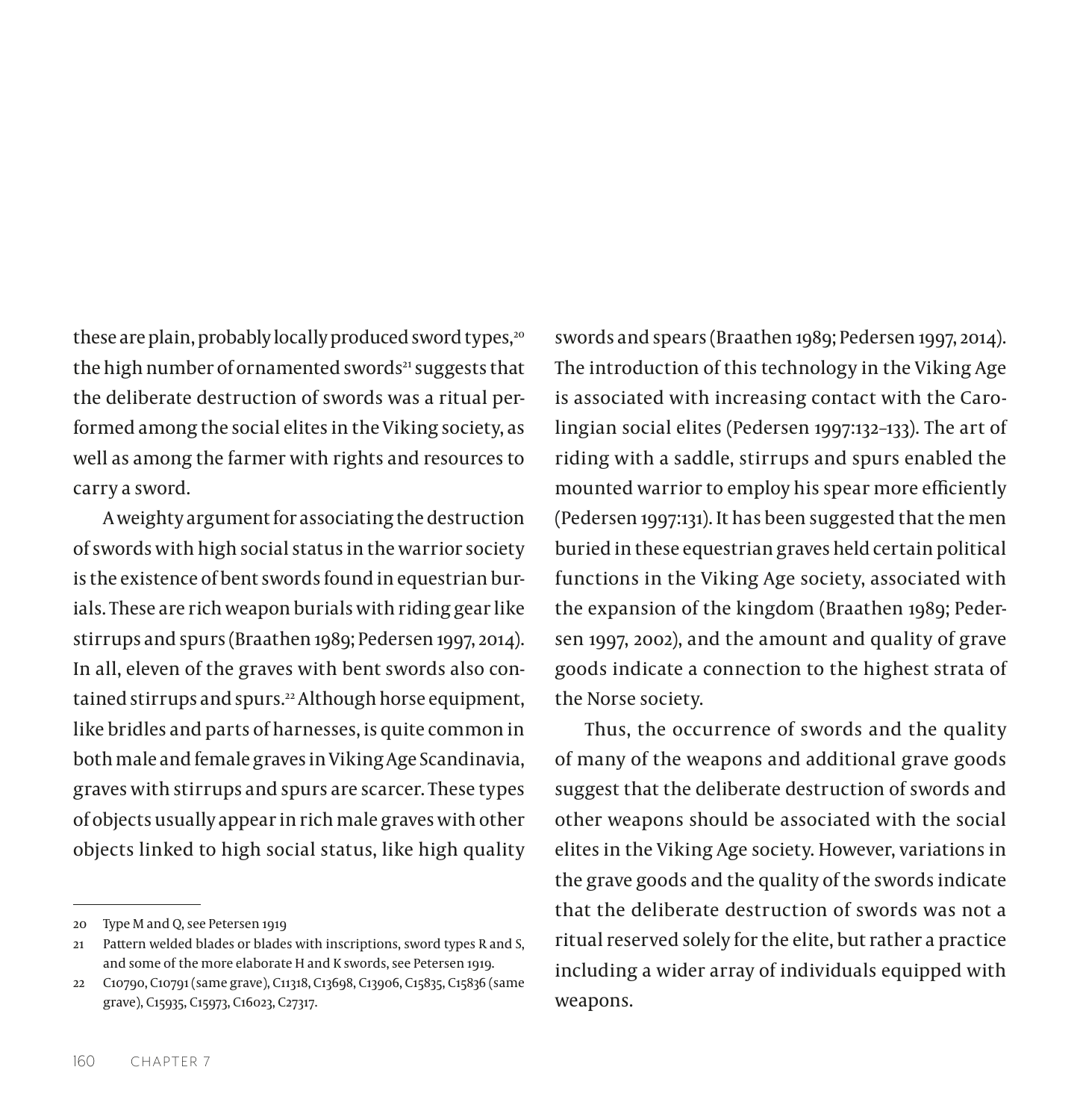these are plain, probably locally produced sword types,[20] the high number of ornamented swords[21] suggests that the deliberate destruction of swords was a ritual performed among the social elites in the Viking society, as well as among the farmer with rights and resources to carry a sword.

A weighty argument for associating the destruction of swords with high social status in the warrior society is the existence of bent swords found in equestrian burials. These are rich weapon burials with riding gear like stirrups and spurs (Braathen 1989; Pedersen 1997, 2014). In all, eleven of the graves with bent swords also contained stirrups and spurs.[22] Although horse equipment, like bridles and parts of harnesses, is quite common in both male and female graves in Viking Age Scandinavia, graves with stirrups and spurs are scarcer. These types of objects usually appear in rich male graves with other objects linked to high social status, like high quality swords and spears (Braathen 1989; Pedersen 1997, 2014). The introduction of this technology in the Viking Age is associated with increasing contact with the Carolingian social elites (Pedersen 1997:132–133). The art of riding with a saddle, stirrups and spurs enabled the mounted warrior to employ his spear more efficiently (Pedersen 1997:131). It has been suggested that the men buried in these equestrian graves held certain political functions in the Viking Age society, associated with the expansion of the kingdom (Braathen 1989; Pedersen 1997, 2002), and the amount and quality of grave goods indicate a connection to the highest strata of the Norse society.

Thus, the occurrence of swords and the quality of many of the weapons and additional grave goods suggest that the deliberate destruction of swords and other weapons should be associated with the social elites in the Viking Age society. However, variations in the grave goods and the quality of the swords indicate that the deliberate destruction of swords was not a ritual reserved solely for the elite, but rather a practice including a wider array of individuals equipped with weapons.

---

20 Type M and Q, see Petersen 1919

21 Pattern welded blades or blades with inscriptions, sword types R and S, and some of the more elaborate H and K swords, see Petersen 1919.

22 C10790, C10791 (same grave), C11318, C13698, C13906, C15835, C15836 (same grave), C15935, C15973, C16023, C27317.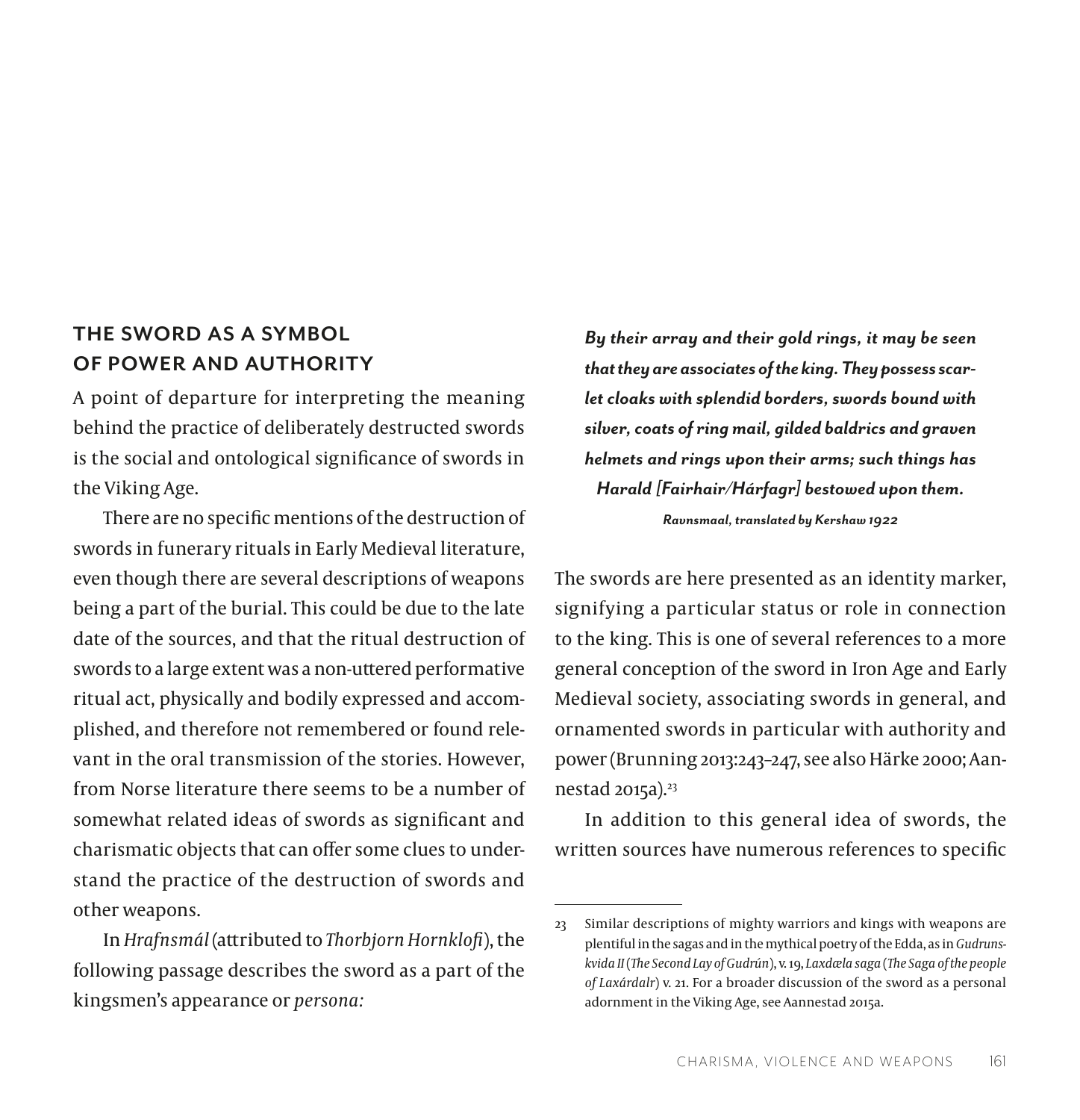## THE SWORD AS A SYMBOL OF POWER AND AUTHORITY

A point of departure for interpreting the meaning behind the practice of deliberately destructed swords is the social and ontological significance of swords in the Viking Age.

There are no specific mentions of the destruction of swords in funerary rituals in Early Medieval literature, even though there are several descriptions of weapons being a part of the burial. This could be due to the late date of the sources, and that the ritual destruction of swords to a large extent was a non-uttered performative ritual act, physically and bodily expressed and accomplished, and therefore not remembered or found relevant in the oral transmission of the stories. However, from Norse literature there seems to be a number of somewhat related ideas of swords as significant and charismatic objects that can offer some clues to understand the practice of the destruction of swords and other weapons.

In *Hrafnsmál* (attributed to *Thorbjorn Hornklofi*), the following passage describes the sword as a part of the kingsmen's appearance or *persona:*

> ***By their array and their gold rings, it may be seen that they are associates of the king. They possess scarlet cloaks with splendid borders, swords bound with silver, coats of ring mail, gilded baldrics and graven helmets and rings upon their arms; such things has Harald [Fairhair/Hárfagr] bestowed upon them.***
>
> ***Ravnsmaal, translated by Kershaw 1922***

The swords are here presented as an identity marker, signifying a particular status or role in connection to the king. This is one of several references to a more general conception of the sword in Iron Age and Early Medieval society, associating swords in general, and ornamented swords in particular with authority and power (Brunning 2013:243–247, see also Härke 2000; Aannestad 2015a).[23]

In addition to this general idea of swords, the written sources have numerous references to specific

---

23 Similar descriptions of mighty warriors and kings with weapons are plentiful in the sagas and in the mythical poetry of the Edda, as in *Gudrunskvida II* (*The Second Lay of Gudrún*), v. 19, *Laxdæla saga* (*The Saga of the people of Laxárdalr*) v. 21. For a broader discussion of the sword as a personal adornment in the Viking Age, see Aannestad 2015a.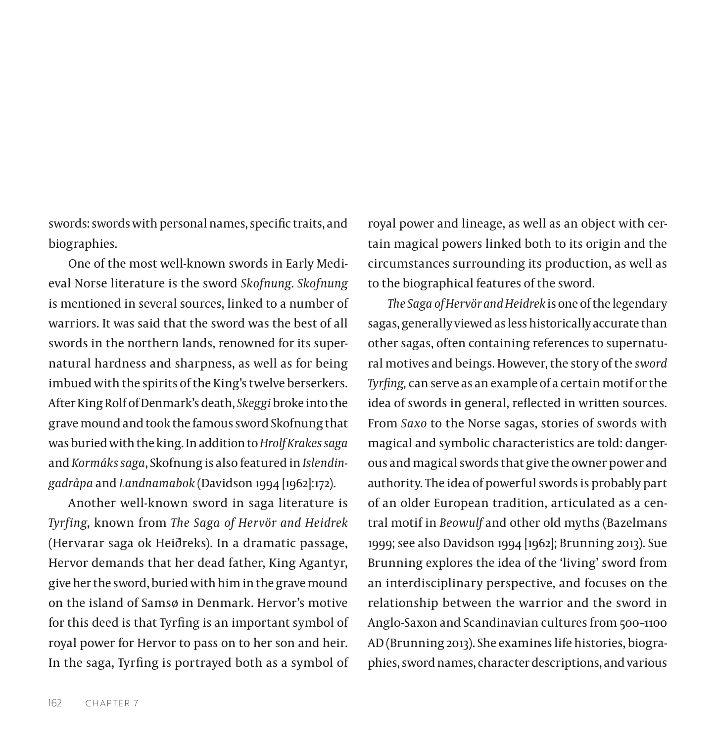swords: swords with personal names, specific traits, and biographies.

One of the most well-known swords in Early Medieval Norse literature is the sword *Skofnung*. *Skofnung* is mentioned in several sources, linked to a number of warriors. It was said that the sword was the best of all swords in the northern lands, renowned for its supernatural hardness and sharpness, as well as for being imbued with the spirits of the King's twelve berserkers. After King Rolf of Denmark's death, *Skeggi* broke into the grave mound and took the famous sword Skofnung that was buried with the king. In addition to *Hrolf Krakes saga* and *Kormáks saga*, Skofnung is also featured in *Islendingadråpa* and *Landnamabok* (Davidson 1994 [1962]:172).

Another well-known sword in saga literature is *Tyrfing*, known from *The Saga of Hervör and Heidrek* (Hervarar saga ok Heiðreks). In a dramatic passage, Hervor demands that her dead father, King Agantyr, give her the sword, buried with him in the grave mound on the island of Samsø in Denmark. Hervor's motive for this deed is that Tyrfing is an important symbol of royal power for Hervor to pass on to her son and heir. In the saga, Tyrfing is portrayed both as a symbol of royal power and lineage, as well as an object with certain magical powers linked both to its origin and the circumstances surrounding its production, as well as to the biographical features of the sword.

*The Saga of Hervör and Heidrek* is one of the legendary sagas, generally viewed as less historically accurate than other sagas, often containing references to supernatural motives and beings. However, the story of the *sword Tyrfing,* can serve as an example of a certain motif or the idea of swords in general, reflected in written sources. From *Saxo* to the Norse sagas, stories of swords with magical and symbolic characteristics are told: dangerous and magical swords that give the owner power and authority. The idea of powerful swords is probably part of an older European tradition, articulated as a central motif in *Beowulf* and other old myths (Bazelmans 1999; see also Davidson 1994 [1962]; Brunning 2013). Sue Brunning explores the idea of the 'living' sword from an interdisciplinary perspective, and focuses on the relationship between the warrior and the sword in Anglo-Saxon and Scandinavian cultures from 500–1100 AD (Brunning 2013). She examines life histories, biographies, sword names, character descriptions, and various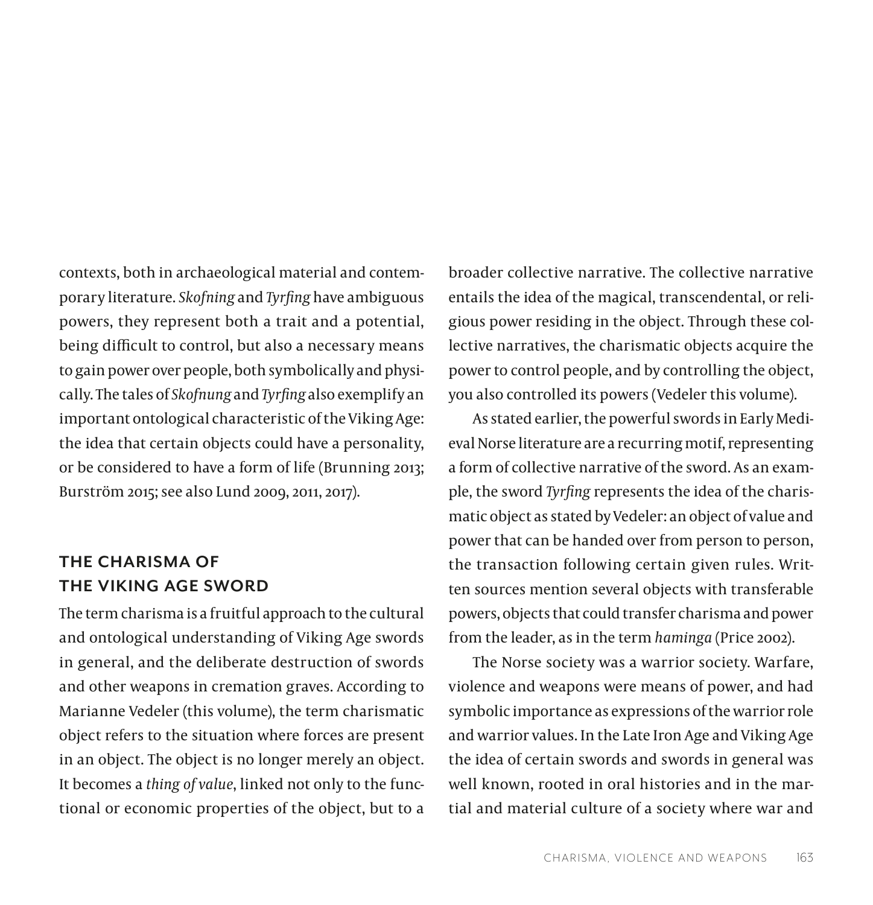contexts, both in archaeological material and contemporary literature. *Skofning* and *Tyrfing* have ambiguous powers, they represent both a trait and a potential, being difficult to control, but also a necessary means to gain power over people, both symbolically and physically. The tales of *Skofnung* and *Tyrfing* also exemplify an important ontological characteristic of the Viking Age: the idea that certain objects could have a personality, or be considered to have a form of life (Brunning 2013; Burström 2015; see also Lund 2009, 2011, 2017).

## THE CHARISMA OF THE VIKING AGE SWORD

The term charisma is a fruitful approach to the cultural and ontological understanding of Viking Age swords in general, and the deliberate destruction of swords and other weapons in cremation graves. According to Marianne Vedeler (this volume), the term charismatic object refers to the situation where forces are present in an object. The object is no longer merely an object. It becomes a *thing of value*, linked not only to the functional or economic properties of the object, but to a broader collective narrative. The collective narrative entails the idea of the magical, transcendental, or religious power residing in the object. Through these collective narratives, the charismatic objects acquire the power to control people, and by controlling the object, you also controlled its powers (Vedeler this volume).

As stated earlier, the powerful swords in Early Medieval Norse literature are a recurring motif, representing a form of collective narrative of the sword. As an example, the sword *Tyrfing* represents the idea of the charismatic object as stated by Vedeler: an object of value and power that can be handed over from person to person, the transaction following certain given rules. Written sources mention several objects with transferable powers, objects that could transfer charisma and power from the leader, as in the term *haminga* (Price 2002).

The Norse society was a warrior society. Warfare, violence and weapons were means of power, and had symbolic importance as expressions of the warrior role and warrior values. In the Late Iron Age and Viking Age the idea of certain swords and swords in general was well known, rooted in oral histories and in the martial and material culture of a society where war and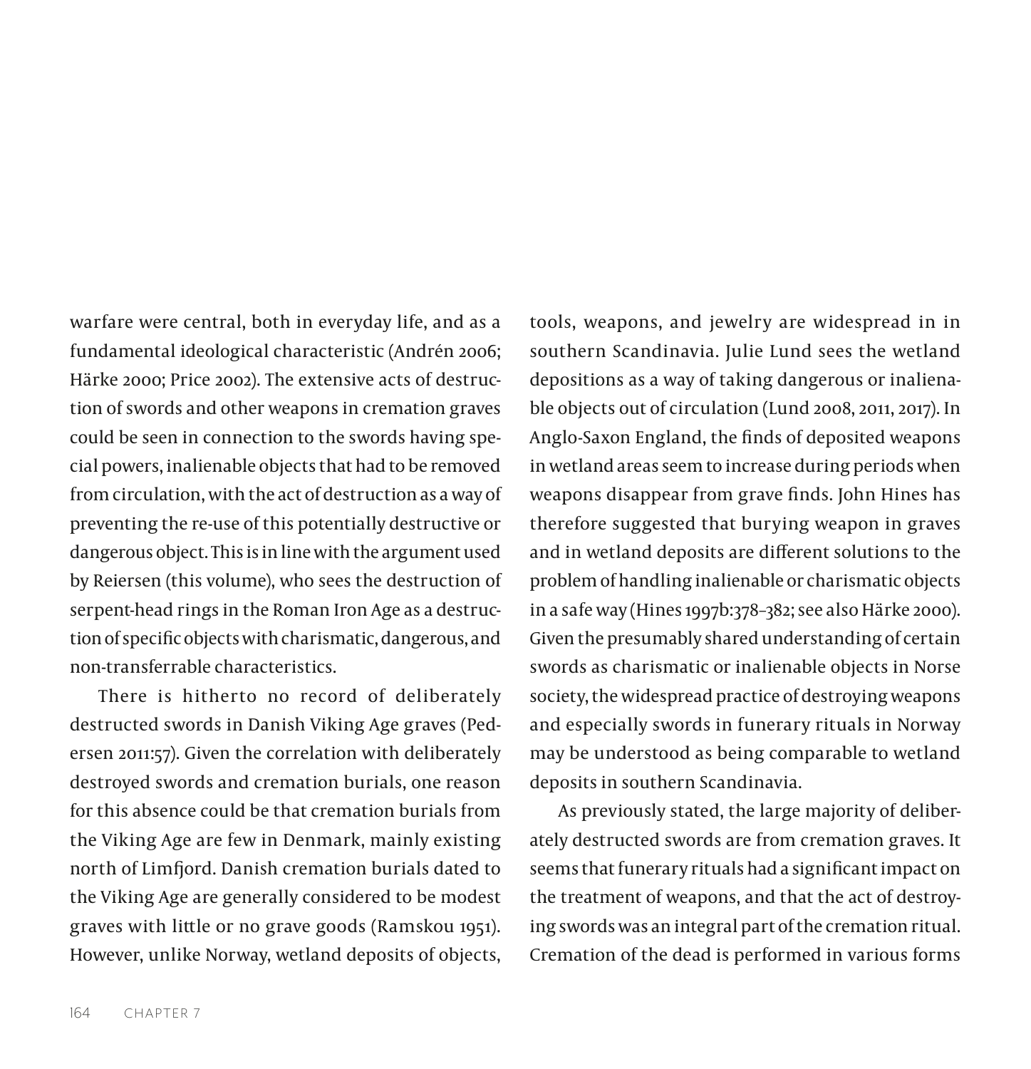warfare were central, both in everyday life, and as a fundamental ideological characteristic (Andrén 2006; Härke 2000; Price 2002). The extensive acts of destruction of swords and other weapons in cremation graves could be seen in connection to the swords having special powers, inalienable objects that had to be removed from circulation, with the act of destruction as a way of preventing the re-use of this potentially destructive or dangerous object. This is in line with the argument used by Reiersen (this volume), who sees the destruction of serpent-head rings in the Roman Iron Age as a destruction of specific objects with charismatic, dangerous, and non-transferrable characteristics.

There is hitherto no record of deliberately destructed swords in Danish Viking Age graves (Pedersen 2011:57). Given the correlation with deliberately destroyed swords and cremation burials, one reason for this absence could be that cremation burials from the Viking Age are few in Denmark, mainly existing north of Limfjord. Danish cremation burials dated to the Viking Age are generally considered to be modest graves with little or no grave goods (Ramskou 1951). However, unlike Norway, wetland deposits of objects, tools, weapons, and jewelry are widespread in in southern Scandinavia. Julie Lund sees the wetland depositions as a way of taking dangerous or inalienable objects out of circulation (Lund 2008, 2011, 2017). In Anglo-Saxon England, the finds of deposited weapons in wetland areas seem to increase during periods when weapons disappear from grave finds. John Hines has therefore suggested that burying weapon in graves and in wetland deposits are different solutions to the problem of handling inalienable or charismatic objects in a safe way (Hines 1997b:378–382; see also Härke 2000). Given the presumably shared understanding of certain swords as charismatic or inalienable objects in Norse society, the widespread practice of destroying weapons and especially swords in funerary rituals in Norway may be understood as being comparable to wetland deposits in southern Scandinavia.

As previously stated, the large majority of deliberately destructed swords are from cremation graves. It seems that funerary rituals had a significant impact on the treatment of weapons, and that the act of destroying swords was an integral part of the cremation ritual. Cremation of the dead is performed in various forms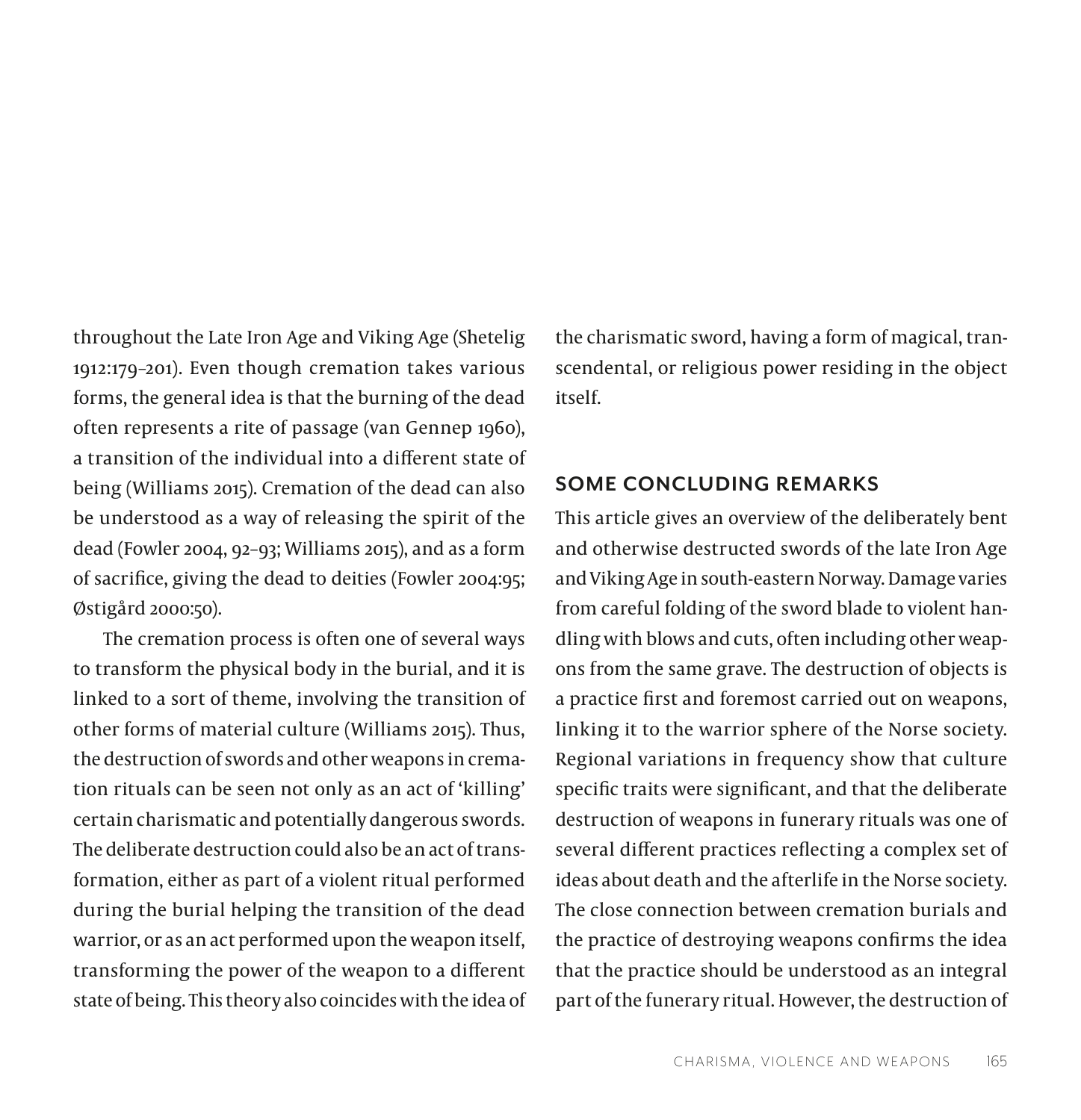throughout the Late Iron Age and Viking Age (Shetelig 1912:179–201). Even though cremation takes various forms, the general idea is that the burning of the dead often represents a rite of passage (van Gennep 1960), a transition of the individual into a different state of being (Williams 2015). Cremation of the dead can also be understood as a way of releasing the spirit of the dead (Fowler 2004, 92–93; Williams 2015), and as a form of sacrifice, giving the dead to deities (Fowler 2004:95; Østigård 2000:50).

The cremation process is often one of several ways to transform the physical body in the burial, and it is linked to a sort of theme, involving the transition of other forms of material culture (Williams 2015). Thus, the destruction of swords and other weapons in cremation rituals can be seen not only as an act of 'killing' certain charismatic and potentially dangerous swords. The deliberate destruction could also be an act of transformation, either as part of a violent ritual performed during the burial helping the transition of the dead warrior, or as an act performed upon the weapon itself, transforming the power of the weapon to a different state of being. This theory also coincides with the idea of the charismatic sword, having a form of magical, transcendental, or religious power residing in the object itself.

## SOME CONCLUDING REMARKS

This article gives an overview of the deliberately bent and otherwise destructed swords of the late Iron Age and Viking Age in south-eastern Norway. Damage varies from careful folding of the sword blade to violent handling with blows and cuts, often including other weapons from the same grave. The destruction of objects is a practice first and foremost carried out on weapons, linking it to the warrior sphere of the Norse society. Regional variations in frequency show that culture specific traits were significant, and that the deliberate destruction of weapons in funerary rituals was one of several different practices reflecting a complex set of ideas about death and the afterlife in the Norse society. The close connection between cremation burials and the practice of destroying weapons confirms the idea that the practice should be understood as an integral part of the funerary ritual. However, the destruction of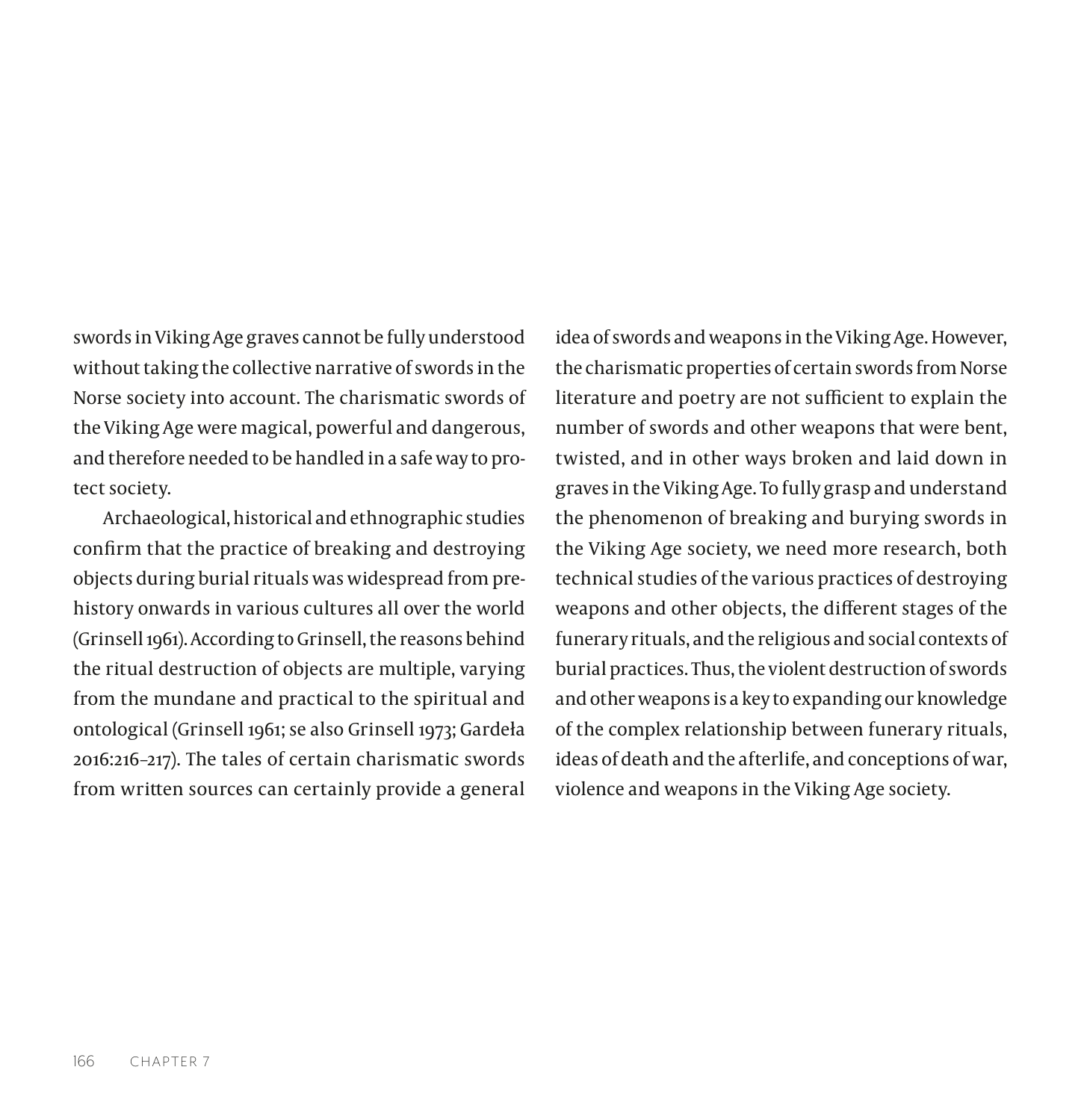swords in Viking Age graves cannot be fully understood without taking the collective narrative of swords in the Norse society into account. The charismatic swords of the Viking Age were magical, powerful and dangerous, and therefore needed to be handled in a safe way to protect society.

Archaeological, historical and ethnographic studies confirm that the practice of breaking and destroying objects during burial rituals was widespread from prehistory onwards in various cultures all over the world (Grinsell 1961). According to Grinsell, the reasons behind the ritual destruction of objects are multiple, varying from the mundane and practical to the spiritual and ontological (Grinsell 1961; se also Grinsell 1973; Gardeła 2016:216–217). The tales of certain charismatic swords from written sources can certainly provide a general idea of swords and weapons in the Viking Age. However, the charismatic properties of certain swords from Norse literature and poetry are not sufficient to explain the number of swords and other weapons that were bent, twisted, and in other ways broken and laid down in graves in the Viking Age. To fully grasp and understand the phenomenon of breaking and burying swords in the Viking Age society, we need more research, both technical studies of the various practices of destroying weapons and other objects, the different stages of the funerary rituals, and the religious and social contexts of burial practices. Thus, the violent destruction of swords and other weapons is a key to expanding our knowledge of the complex relationship between funerary rituals, ideas of death and the afterlife, and conceptions of war, violence and weapons in the Viking Age society.